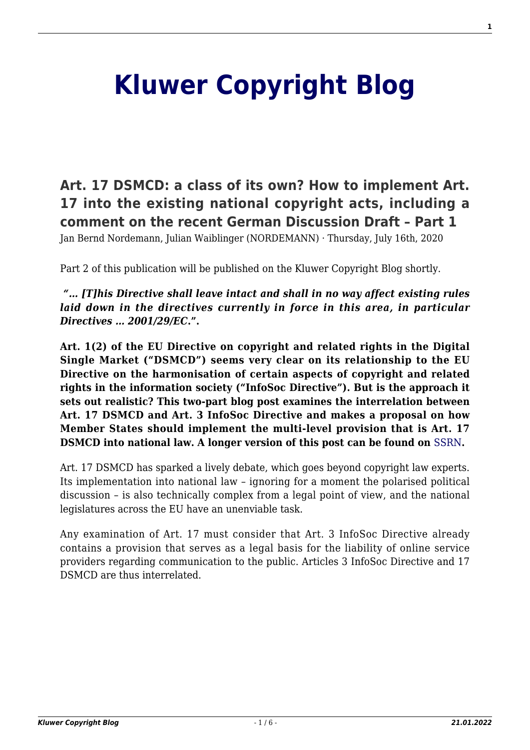# Kluwer Copyright Blog

## Art. 17 DSMCD: a class of its own? How to implement Art. 17 into the existing national copyright acts, including a comment on the recent German Discussion Draft – Part 1

Jan Bernd Nordemann, Julian Waiblinger (NORDEMANN) · Thursday, July 16th, 2020

Part 2 of this publication will be published on the Kluwer Copyright Blog shortly.

***"… [T]his Directive shall leave intact and shall in no way affect existing rules laid down in the directives currently in force in this area, in particular Directives … 2001/29/EC."*.**

**Art. 1(2) of the EU Directive on copyright and related rights in the Digital Single Market ("DSMCD") seems very clear on its relationship to the EU Directive on the harmonisation of certain aspects of copyright and related rights in the information society ("InfoSoc Directive"). But is the approach it sets out realistic? This two-part blog post examines the interrelation between Art. 17 DSMCD and Art. 3 InfoSoc Directive and makes a proposal on how Member States should implement the multi-level provision that is Art. 17 DSMCD into national law. A longer version of this post can be found on SSRN.**

Art. 17 DSMCD has sparked a lively debate, which goes beyond copyright law experts. Its implementation into national law – ignoring for a moment the polarised political discussion – is also technically complex from a legal point of view, and the national legislatures across the EU have an unenviable task.

Any examination of Art. 17 must consider that Art. 3 InfoSoc Directive already contains a provision that serves as a legal basis for the liability of online service providers regarding communication to the public. Articles 3 InfoSoc Directive and 17 DSMCD are thus interrelated.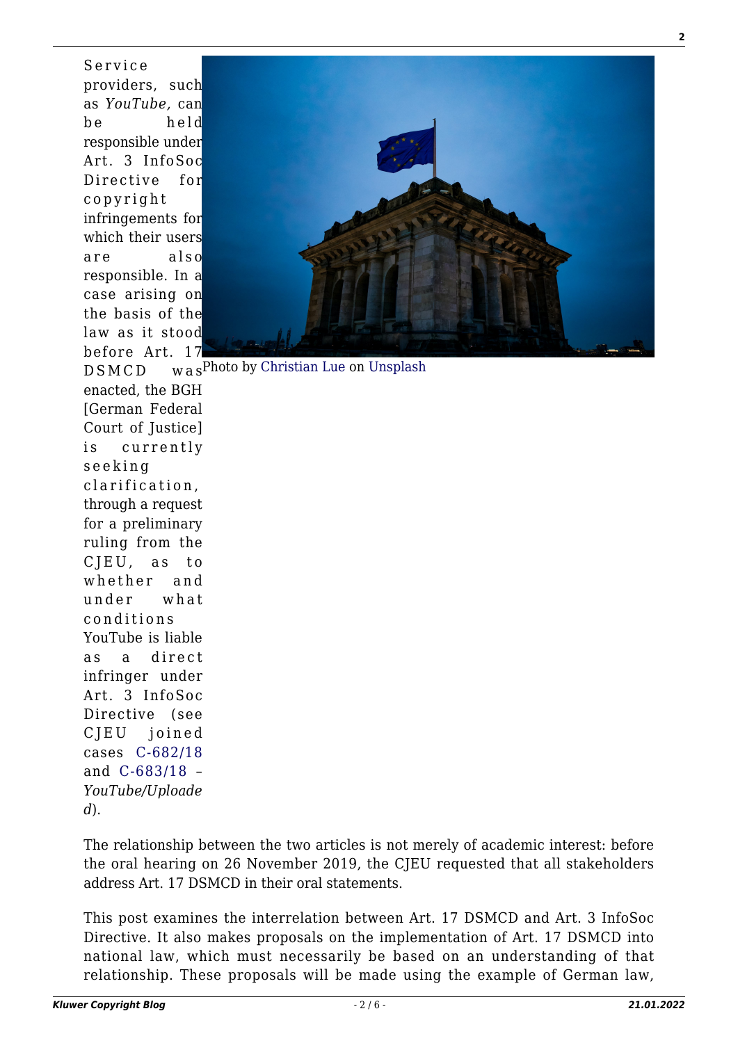Service providers, such as *YouTube*, can be held responsible under Art. 3 InfoSoc Directive for copyright infringements for which their users are also responsible. In a case arising on the basis of the law as it stood before Art. 17 DSMCD was enacted, the BGH [German Federal Court of Justice] is currently seeking clarification, through a request for a preliminary ruling from the CJEU, as to whether and under what conditions YouTube is liable as a direct infringer under Art. 3 InfoSoc Directive (see CJEU joined cases C-682/18 and C-683/18 – *YouTube/Uploaded*).

Photo by Christian Lue on Unsplash

The relationship between the two articles is not merely of academic interest: before the oral hearing on 26 November 2019, the CJEU requested that all stakeholders address Art. 17 DSMCD in their oral statements.

This post examines the interrelation between Art. 17 DSMCD and Art. 3 InfoSoc Directive. It also makes proposals on the implementation of Art. 17 DSMCD into national law, which must necessarily be based on an understanding of that relationship. These proposals will be made using the example of German law,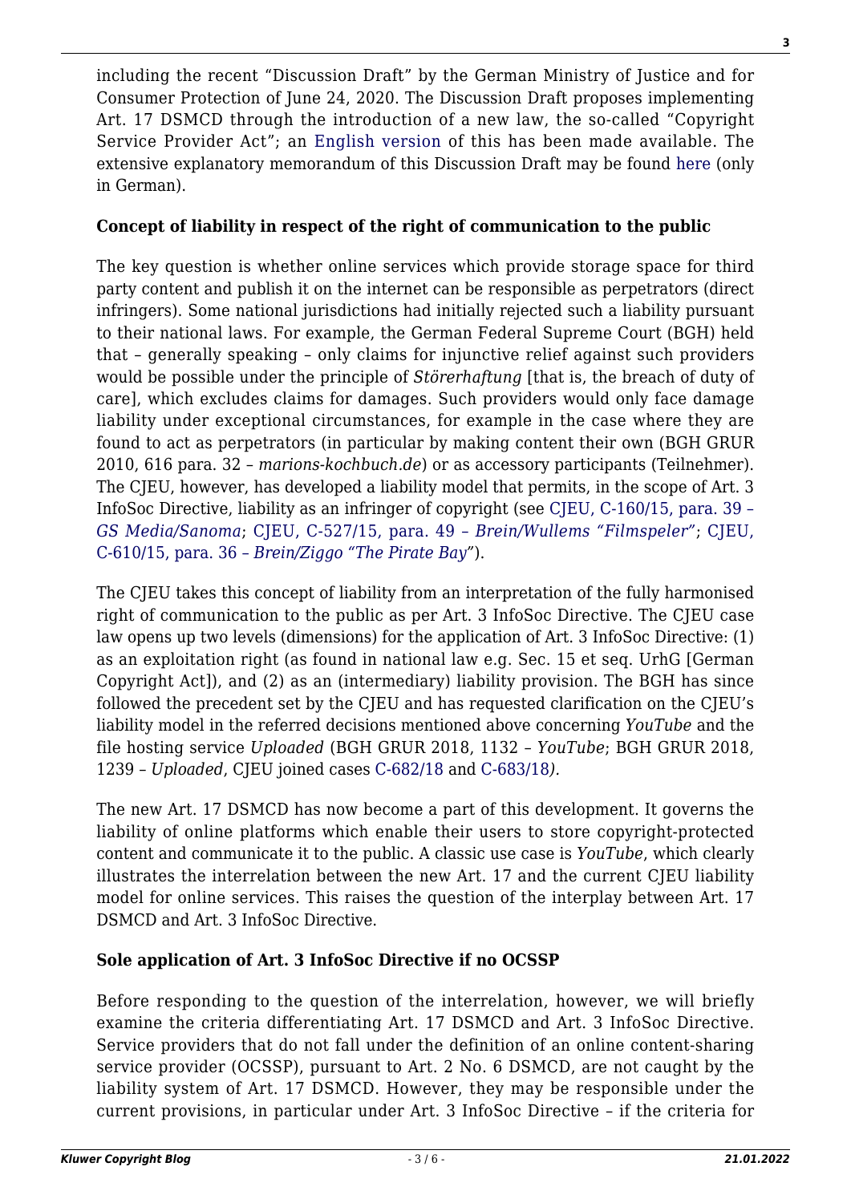including the recent "Discussion Draft" by the German Ministry of Justice and for Consumer Protection of June 24, 2020. The Discussion Draft proposes implementing Art. 17 DSMCD through the introduction of a new law, the so-called "Copyright Service Provider Act"; an English version of this has been made available. The extensive explanatory memorandum of this Discussion Draft may be found here (only in German).

**Concept of liability in respect of the right of communication to the public**

The key question is whether online services which provide storage space for third party content and publish it on the internet can be responsible as perpetrators (direct infringers). Some national jurisdictions had initially rejected such a liability pursuant to their national laws. For example, the German Federal Supreme Court (BGH) held that – generally speaking – only claims for injunctive relief against such providers would be possible under the principle of *Störerhaftung* [that is, the breach of duty of care], which excludes claims for damages. Such providers would only face damage liability under exceptional circumstances, for example in the case where they are found to act as perpetrators (in particular by making content their own (BGH GRUR 2010, 616 para. 32 – *marions-kochbuch.de*) or as accessory participants (Teilnehmer). The CJEU, however, has developed a liability model that permits, in the scope of Art. 3 InfoSoc Directive, liability as an infringer of copyright (see CJEU, C-160/15, para. 39 – *GS Media/Sanoma*; CJEU, C-527/15, para. 49 – *Brein/Wullems "Filmspeler"*; CJEU, C-610/15, para. 36 – *Brein/Ziggo "The Pirate Bay"*).

The CJEU takes this concept of liability from an interpretation of the fully harmonised right of communication to the public as per Art. 3 InfoSoc Directive. The CJEU case law opens up two levels (dimensions) for the application of Art. 3 InfoSoc Directive: (1) as an exploitation right (as found in national law e.g. Sec. 15 et seq. UrhG [German Copyright Act]), and (2) as an (intermediary) liability provision. The BGH has since followed the precedent set by the CJEU and has requested clarification on the CJEU's liability model in the referred decisions mentioned above concerning *YouTube* and the file hosting service *Uploaded* (BGH GRUR 2018, 1132 – *YouTube*; BGH GRUR 2018, 1239 – *Uploaded*, CJEU joined cases C-682/18 and C-683/18*).*

The new Art. 17 DSMCD has now become a part of this development. It governs the liability of online platforms which enable their users to store copyright-protected content and communicate it to the public. A classic use case is *YouTube*, which clearly illustrates the interrelation between the new Art. 17 and the current CJEU liability model for online services. This raises the question of the interplay between Art. 17 DSMCD and Art. 3 InfoSoc Directive.

**Sole application of Art. 3 InfoSoc Directive if no OCSSP**

Before responding to the question of the interrelation, however, we will briefly examine the criteria differentiating Art. 17 DSMCD and Art. 3 InfoSoc Directive. Service providers that do not fall under the definition of an online content-sharing service provider (OCSSP), pursuant to Art. 2 No. 6 DSMCD, are not caught by the liability system of Art. 17 DSMCD. However, they may be responsible under the current provisions, in particular under Art. 3 InfoSoc Directive – if the criteria for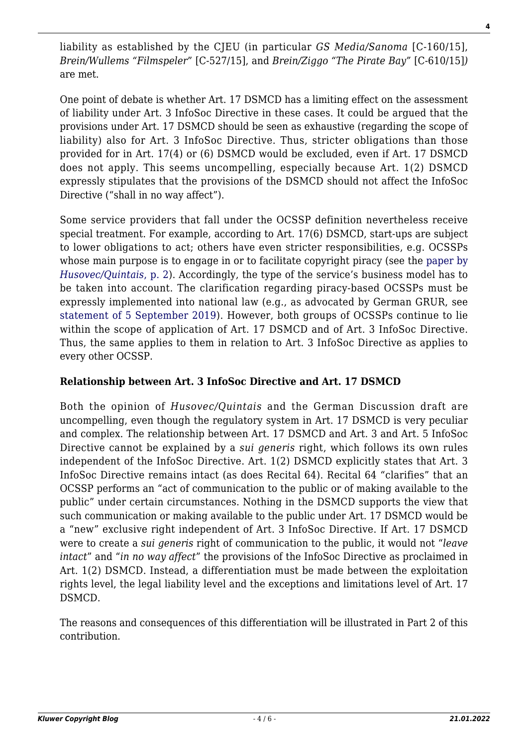liability as established by the CJEU (in particular *GS Media/Sanoma* [C-160/15], *Brein/Wullems "Filmspeler"* [C-527/15], and *Brein/Ziggo "The Pirate Bay"* [C-610/15]*)* are met.

One point of debate is whether Art. 17 DSMCD has a limiting effect on the assessment of liability under Art. 3 InfoSoc Directive in these cases. It could be argued that the provisions under Art. 17 DSMCD should be seen as exhaustive (regarding the scope of liability) also for Art. 3 InfoSoc Directive. Thus, stricter obligations than those provided for in Art. 17(4) or (6) DSMCD would be excluded, even if Art. 17 DSMCD does not apply. This seems uncompelling, especially because Art. 1(2) DSMCD expressly stipulates that the provisions of the DSMCD should not affect the InfoSoc Directive ("shall in no way affect").

Some service providers that fall under the OCSSP definition nevertheless receive special treatment. For example, according to Art. 17(6) DSMCD, start-ups are subject to lower obligations to act; others have even stricter responsibilities, e.g. OCSSPs whose main purpose is to engage in or to facilitate copyright piracy (see the paper by *Husovec/Quintais*, p. 2). Accordingly, the type of the service's business model has to be taken into account. The clarification regarding piracy-based OCSSPs must be expressly implemented into national law (e.g., as advocated by German GRUR, see statement of 5 September 2019). However, both groups of OCSSPs continue to lie within the scope of application of Art. 17 DSMCD and of Art. 3 InfoSoc Directive. Thus, the same applies to them in relation to Art. 3 InfoSoc Directive as applies to every other OCSSP.

**Relationship between Art. 3 InfoSoc Directive and Art. 17 DSMCD**

Both the opinion of *Husovec/Quintais* and the German Discussion draft are uncompelling, even though the regulatory system in Art. 17 DSMCD is very peculiar and complex. The relationship between Art. 17 DSMCD and Art. 3 and Art. 5 InfoSoc Directive cannot be explained by a *sui generis* right, which follows its own rules independent of the InfoSoc Directive. Art. 1(2) DSMCD explicitly states that Art. 3 InfoSoc Directive remains intact (as does Recital 64). Recital 64 "clarifies" that an OCSSP performs an "act of communication to the public or of making available to the public" under certain circumstances. Nothing in the DSMCD supports the view that such communication or making available to the public under Art. 17 DSMCD would be a "new" exclusive right independent of Art. 3 InfoSoc Directive. If Art. 17 DSMCD were to create a *sui generis* right of communication to the public, it would not "*leave intact*" and "*in no way affect*" the provisions of the InfoSoc Directive as proclaimed in Art. 1(2) DSMCD. Instead, a differentiation must be made between the exploitation rights level, the legal liability level and the exceptions and limitations level of Art. 17 DSMCD.

The reasons and consequences of this differentiation will be illustrated in Part 2 of this contribution.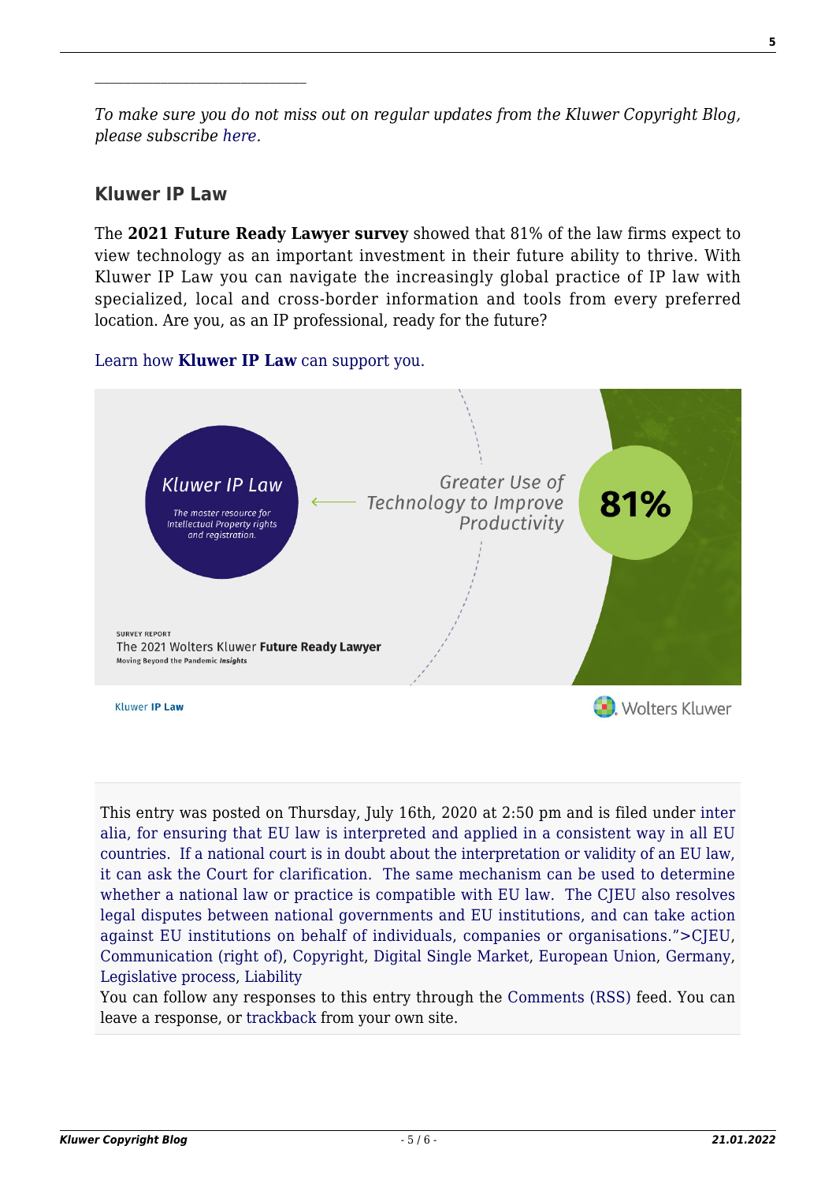---

*To make sure you do not miss out on regular updates from the Kluwer Copyright Blog, please subscribe here.*

## Kluwer IP Law

The **2021 Future Ready Lawyer survey** showed that 81% of the law firms expect to view technology as an important investment in their future ability to thrive. With Kluwer IP Law you can navigate the increasingly global practice of IP law with specialized, local and cross-border information and tools from every preferred location. Are you, as an IP professional, ready for the future?

Learn how **Kluwer IP Law** can support you.

Kluwer IP Law

The master resource for Intellectual Property rights and registration.

Greater Use of Technology to Improve Productivity

81%

SURVEY REPORT

The 2021 Wolters Kluwer **Future Ready Lawyer**

Moving Beyond the Pandemic *Insights*

Kluwer **IP Law**

Wolters Kluwer

---

This entry was posted on Thursday, July 16th, 2020 at 2:50 pm and is filed under inter alia, for ensuring that EU law is interpreted and applied in a consistent way in all EU countries. If a national court is in doubt about the interpretation or validity of an EU law, it can ask the Court for clarification. The same mechanism can be used to determine whether a national law or practice is compatible with EU law. The CJEU also resolves legal disputes between national governments and EU institutions, and can take action against EU institutions on behalf of individuals, companies or organisations.">CJEU, Communication (right of), Copyright, Digital Single Market, European Union, Germany, Legislative process, Liability

You can follow any responses to this entry through the Comments (RSS) feed. You can leave a response, or trackback from your own site.